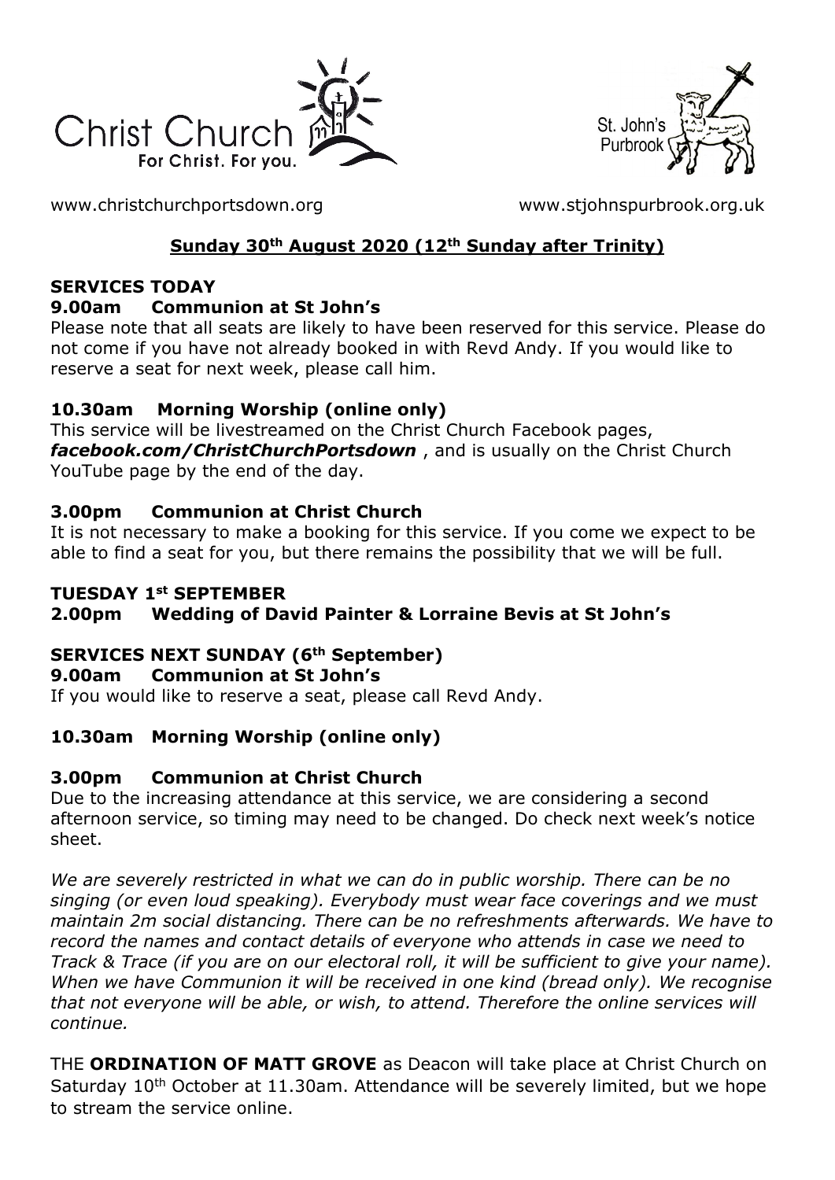Christ Church
For Christ. For you.

St. John's Purbrook

www.christchurchportsdown.org www.stjohnspurbrook.org.uk

## Sunday 30th August 2020 (12th Sunday after Trinity)

### SERVICES TODAY

**9.00am Communion at St John's**

Please note that all seats are likely to have been reserved for this service. Please do not come if you have not already booked in with Revd Andy. If you would like to reserve a seat for next week, please call him.

**10.30am Morning Worship (online only)**

This service will be livestreamed on the Christ Church Facebook pages, ***facebook.com/ChristChurchPortsdown*** , and is usually on the Christ Church YouTube page by the end of the day.

**3.00pm Communion at Christ Church**

It is not necessary to make a booking for this service. If you come we expect to be able to find a seat for you, but there remains the possibility that we will be full.

### TUESDAY 1st SEPTEMBER

**2.00pm Wedding of David Painter & Lorraine Bevis at St John's**

### SERVICES NEXT SUNDAY (6th September)

**9.00am Communion at St John's**

If you would like to reserve a seat, please call Revd Andy.

**10.30am Morning Worship (online only)**

**3.00pm Communion at Christ Church**

Due to the increasing attendance at this service, we are considering a second afternoon service, so timing may need to be changed. Do check next week's notice sheet.

*We are severely restricted in what we can do in public worship. There can be no singing (or even loud speaking). Everybody must wear face coverings and we must maintain 2m social distancing. There can be no refreshments afterwards. We have to record the names and contact details of everyone who attends in case we need to Track & Trace (if you are on our electoral roll, it will be sufficient to give your name). When we have Communion it will be received in one kind (bread only). We recognise that not everyone will be able, or wish, to attend. Therefore the online services will continue.*

THE **ORDINATION OF MATT GROVE** as Deacon will take place at Christ Church on Saturday 10th October at 11.30am. Attendance will be severely limited, but we hope to stream the service online.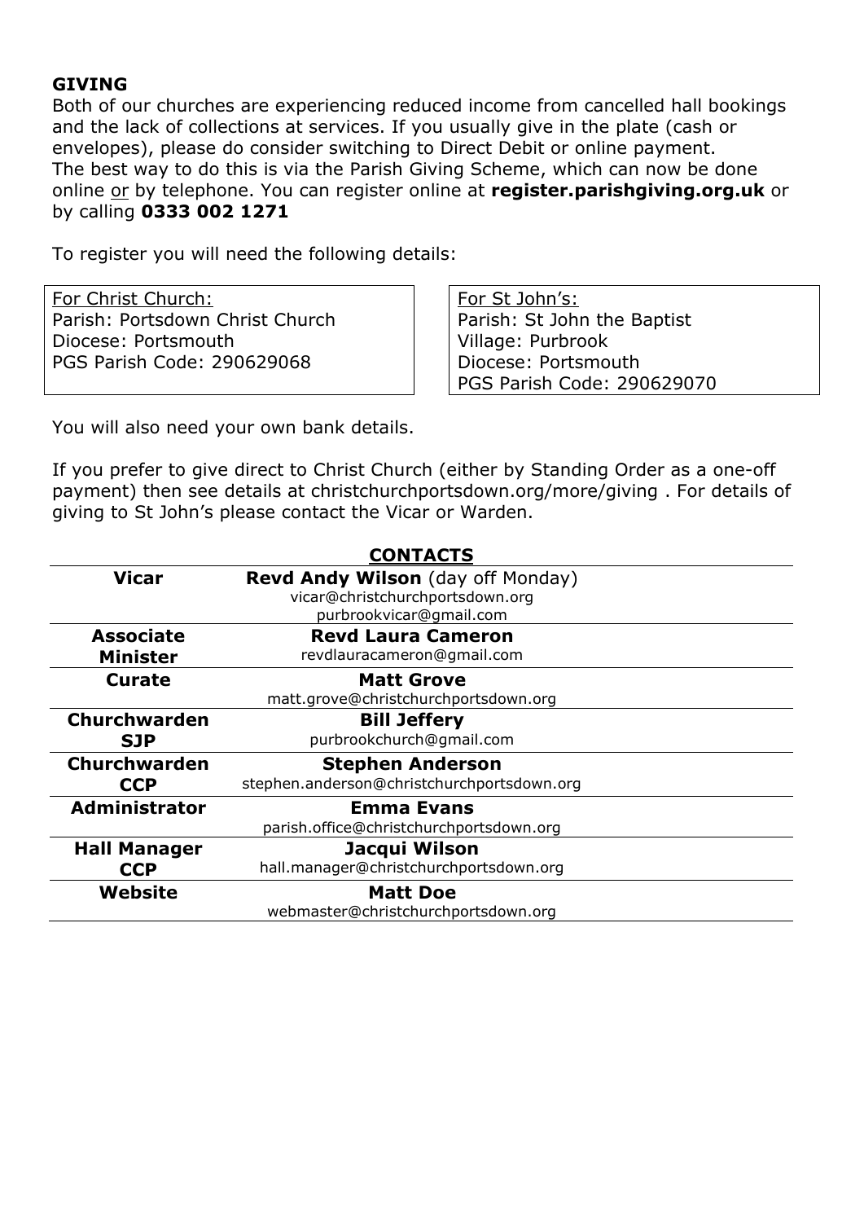**GIVING**

Both of our churches are experiencing reduced income from cancelled hall bookings and the lack of collections at services. If you usually give in the plate (cash or envelopes), please do consider switching to Direct Debit or online payment. The best way to do this is via the Parish Giving Scheme, which can now be done online or by telephone. You can register online at **register.parishgiving.org.uk** or by calling **0333 002 1271**

To register you will need the following details:

| For Christ Church: | For St John's: |
|---|---|
| Parish: Portsdown Christ Church | Parish: St John the Baptist |
| Diocese: Portsmouth | Village: Purbrook |
| PGS Parish Code: 290629068 | Diocese: Portsmouth |
| | PGS Parish Code: 290629070 |

You will also need your own bank details.

If you prefer to give direct to Christ Church (either by Standing Order as a one-off payment) then see details at christchurchportsdown.org/more/giving . For details of giving to St John's please contact the Vicar or Warden.

## CONTACTS

| | |
|---|---|
| **Vicar** | **Revd Andy Wilson** (day off Monday)<br>vicar@christchurchportsdown.org<br>purbrookvicar@gmail.com |
| **Associate Minister** | **Revd Laura Cameron**<br>revdlauracameron@gmail.com |
| **Curate** | **Matt Grove**<br>matt.grove@christchurchportsdown.org |
| **Churchwarden SJP** | **Bill Jeffery**<br>purbrookchurch@gmail.com |
| **Churchwarden CCP** | **Stephen Anderson**<br>stephen.anderson@christchurchportsdown.org |
| **Administrator** | **Emma Evans**<br>parish.office@christchurchportsdown.org |
| **Hall Manager CCP** | **Jacqui Wilson**<br>hall.manager@christchurchportsdown.org |
| **Website** | **Matt Doe**<br>webmaster@christchurchportsdown.org |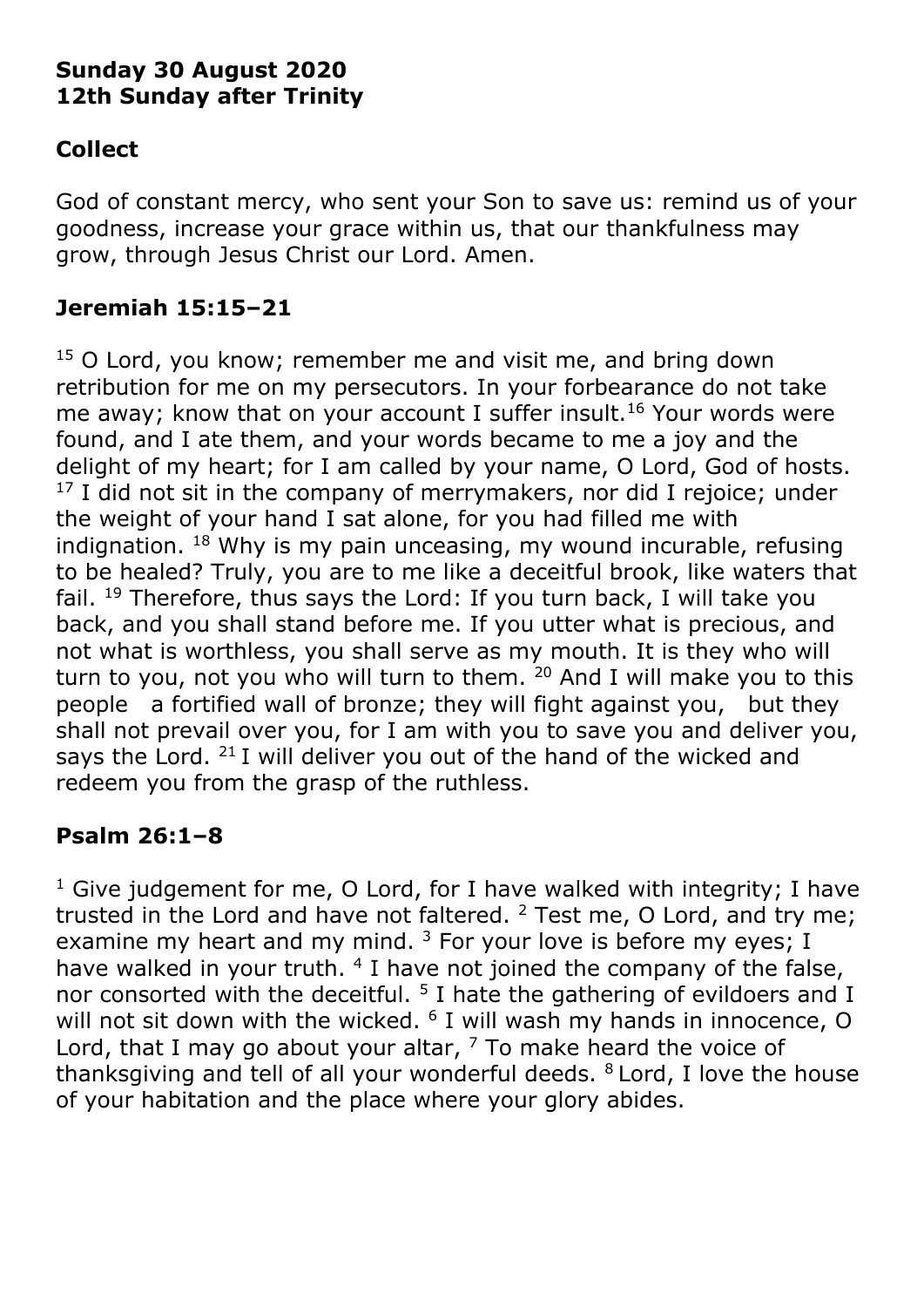**Sunday 30 August 2020**
**12th Sunday after Trinity**

## Collect

God of constant mercy, who sent your Son to save us: remind us of your goodness, increase your grace within us, that our thankfulness may grow, through Jesus Christ our Lord. Amen.

## Jeremiah 15:15–21

[15] O Lord, you know; remember me and visit me, and bring down retribution for me on my persecutors. In your forbearance do not take me away; know that on your account I suffer insult.[16] Your words were found, and I ate them, and your words became to me a joy and the delight of my heart; for I am called by your name, O Lord, God of hosts. [17] I did not sit in the company of merrymakers, nor did I rejoice; under the weight of your hand I sat alone, for you had filled me with indignation. [18] Why is my pain unceasing, my wound incurable, refusing to be healed? Truly, you are to me like a deceitful brook, like waters that fail. [19] Therefore, thus says the Lord: If you turn back, I will take you back, and you shall stand before me. If you utter what is precious, and not what is worthless, you shall serve as my mouth. It is they who will turn to you, not you who will turn to them. [20] And I will make you to this people a fortified wall of bronze; they will fight against you, but they shall not prevail over you, for I am with you to save you and deliver you, says the Lord. [21] I will deliver you out of the hand of the wicked and redeem you from the grasp of the ruthless.

## Psalm 26:1–8

[1] Give judgement for me, O Lord, for I have walked with integrity; I have trusted in the Lord and have not faltered. [2] Test me, O Lord, and try me; examine my heart and my mind. [3] For your love is before my eyes; I have walked in your truth. [4] I have not joined the company of the false, nor consorted with the deceitful. [5] I hate the gathering of evildoers and I will not sit down with the wicked. [6] I will wash my hands in innocence, O Lord, that I may go about your altar, [7] To make heard the voice of thanksgiving and tell of all your wonderful deeds. [8] Lord, I love the house of your habitation and the place where your glory abides.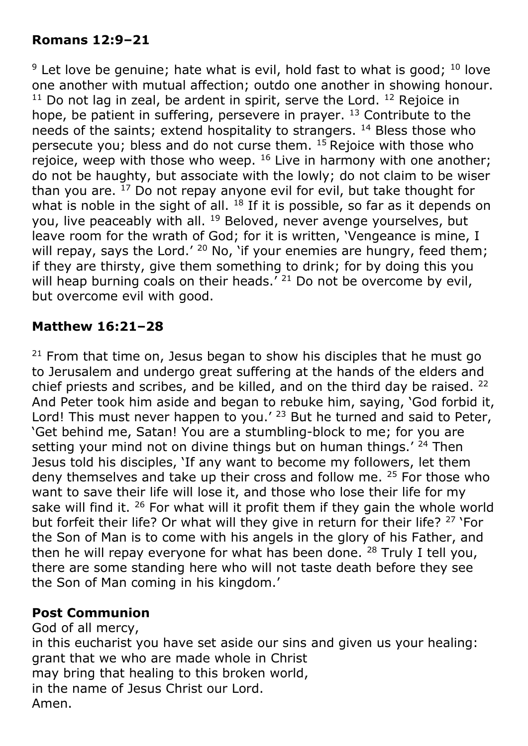**Romans 12:9–21**

[9] Let love be genuine; hate what is evil, hold fast to what is good; [10] love one another with mutual affection; outdo one another in showing honour. [11] Do not lag in zeal, be ardent in spirit, serve the Lord. [12] Rejoice in hope, be patient in suffering, persevere in prayer. [13] Contribute to the needs of the saints; extend hospitality to strangers. [14] Bless those who persecute you; bless and do not curse them. [15] Rejoice with those who rejoice, weep with those who weep. [16] Live in harmony with one another; do not be haughty, but associate with the lowly; do not claim to be wiser than you are. [17] Do not repay anyone evil for evil, but take thought for what is noble in the sight of all. [18] If it is possible, so far as it depends on you, live peaceably with all. [19] Beloved, never avenge yourselves, but leave room for the wrath of God; for it is written, 'Vengeance is mine, I will repay, says the Lord.' [20] No, 'if your enemies are hungry, feed them; if they are thirsty, give them something to drink; for by doing this you will heap burning coals on their heads.' [21] Do not be overcome by evil, but overcome evil with good.

**Matthew 16:21–28**

[21] From that time on, Jesus began to show his disciples that he must go to Jerusalem and undergo great suffering at the hands of the elders and chief priests and scribes, and be killed, and on the third day be raised. [22] And Peter took him aside and began to rebuke him, saying, 'God forbid it, Lord! This must never happen to you.' [23] But he turned and said to Peter, 'Get behind me, Satan! You are a stumbling-block to me; for you are setting your mind not on divine things but on human things.' [24] Then Jesus told his disciples, 'If any want to become my followers, let them deny themselves and take up their cross and follow me. [25] For those who want to save their life will lose it, and those who lose their life for my sake will find it. [26] For what will it profit them if they gain the whole world but forfeit their life? Or what will they give in return for their life? [27] 'For the Son of Man is to come with his angels in the glory of his Father, and then he will repay everyone for what has been done. [28] Truly I tell you, there are some standing here who will not taste death before they see the Son of Man coming in his kingdom.'

**Post Communion**

God of all mercy,
in this eucharist you have set aside our sins and given us your healing:
grant that we who are made whole in Christ
may bring that healing to this broken world,
in the name of Jesus Christ our Lord.
Amen.